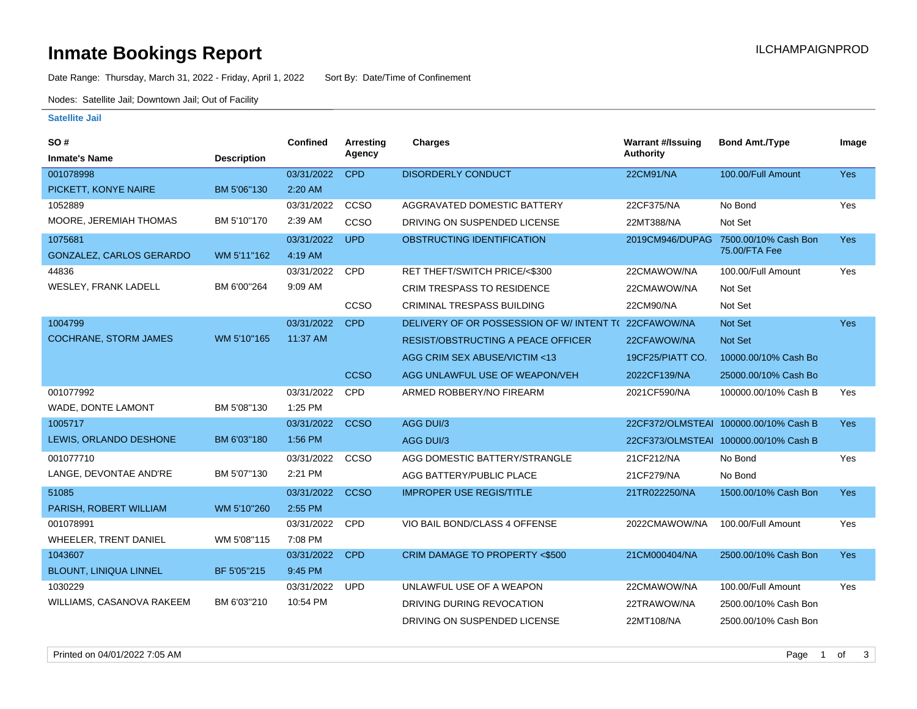# Inmate Bookings Report

ILCHAMPAIGNPROD

Date Range: Thursday, March 31, 2022 - Friday, April 1, 2022 Sort By: Date/Time of Confinement

Nodes: Satellite Jail; Downtown Jail; Out of Facility

## Satellite Jail

| SO # / Inmate's Name | Description | Confined | Arresting Agency | Charges | Warrant #/Issuing Authority | Bond Amt./Type | Image |
|---|---|---|---|---|---|---|---|
| 001078998 | | 03/31/2022 | CPD | DISORDERLY CONDUCT | 22CM91/NA | 100.00/Full Amount | Yes |
| PICKETT, KONYE NAIRE | BM 5'06"130 | 2:20 AM | | | | | |
| 1052889 | | 03/31/2022 | CCSO | AGGRAVATED DOMESTIC BATTERY | 22CF375/NA | No Bond | Yes |
| MOORE, JEREMIAH THOMAS | BM 5'10"170 | 2:39 AM | CCSO | DRIVING ON SUSPENDED LICENSE | 22MT388/NA | Not Set | |
| 1075681 | | 03/31/2022 | UPD | OBSTRUCTING IDENTIFICATION | 2019CM946/DUPAG | 7500.00/10% Cash Bon 75.00/FTA Fee | Yes |
| GONZALEZ, CARLOS GERARDO | WM 5'11"162 | 4:19 AM | | | | | |
| 44836 | | 03/31/2022 | CPD | RET THEFT/SWITCH PRICE/<$300 | 22CMAWOW/NA | 100.00/Full Amount | Yes |
| WESLEY, FRANK LADELL | BM 6'00"264 | 9:09 AM | | CRIM TRESPASS TO RESIDENCE | 22CMAWOW/NA | Not Set | |
| | | | CCSO | CRIMINAL TRESPASS BUILDING | 22CM90/NA | Not Set | |
| 1004799 | | 03/31/2022 | CPD | DELIVERY OF OR POSSESSION OF W/ INTENT T( | 22CFAWOW/NA | Not Set | Yes |
| COCHRANE, STORM JAMES | WM 5'10"165 | 11:37 AM | | RESIST/OBSTRUCTING A PEACE OFFICER | 22CFAWOW/NA | Not Set | |
| | | | | AGG CRIM SEX ABUSE/VICTIM <13 | 19CF25/PIATT CO. | 10000.00/10% Cash Bo | |
| | | | CCSO | AGG UNLAWFUL USE OF WEAPON/VEH | 2022CF139/NA | 25000.00/10% Cash Bo | |
| 001077992 | | 03/31/2022 | CPD | ARMED ROBBERY/NO FIREARM | 2021CF590/NA | 100000.00/10% Cash B | Yes |
| WADE, DONTE LAMONT | BM 5'08"130 | 1:25 PM | | | | | |
| 1005717 | | 03/31/2022 | CCSO | AGG DUI/3 | 22CF372/OLMSTEAI | 100000.00/10% Cash B | Yes |
| LEWIS, ORLANDO DESHONE | BM 6'03"180 | 1:56 PM | | AGG DUI/3 | 22CF373/OLMSTEAI | 100000.00/10% Cash B | |
| 001077710 | | 03/31/2022 | CCSO | AGG DOMESTIC BATTERY/STRANGLE | 21CF212/NA | No Bond | Yes |
| LANGE, DEVONTAE AND'RE | BM 5'07"130 | 2:21 PM | | AGG BATTERY/PUBLIC PLACE | 21CF279/NA | No Bond | |
| 51085 | | 03/31/2022 | CCSO | IMPROPER USE REGIS/TITLE | 21TR022250/NA | 1500.00/10% Cash Bon | Yes |
| PARISH, ROBERT WILLIAM | WM 5'10"260 | 2:55 PM | | | | | |
| 001078991 | | 03/31/2022 | CPD | VIO BAIL BOND/CLASS 4 OFFENSE | 2022CMAWOW/NA | 100.00/Full Amount | Yes |
| WHEELER, TRENT DANIEL | WM 5'08"115 | 7:08 PM | | | | | |
| 1043607 | | 03/31/2022 | CPD | CRIM DAMAGE TO PROPERTY <$500 | 21CM000404/NA | 2500.00/10% Cash Bon | Yes |
| BLOUNT, LINIQUA LINNEL | BF 5'05"215 | 9:45 PM | | | | | |
| 1030229 | | 03/31/2022 | UPD | UNLAWFUL USE OF A WEAPON | 22CMAWOW/NA | 100.00/Full Amount | Yes |
| WILLIAMS, CASANOVA RAKEEM | BM 6'03"210 | 10:54 PM | | DRIVING DURING REVOCATION | 22TRAWOW/NA | 2500.00/10% Cash Bon | |
| | | | | DRIVING ON SUSPENDED LICENSE | 22MT108/NA | 2500.00/10% Cash Bon | |

Printed on 04/01/2022 7:05 AM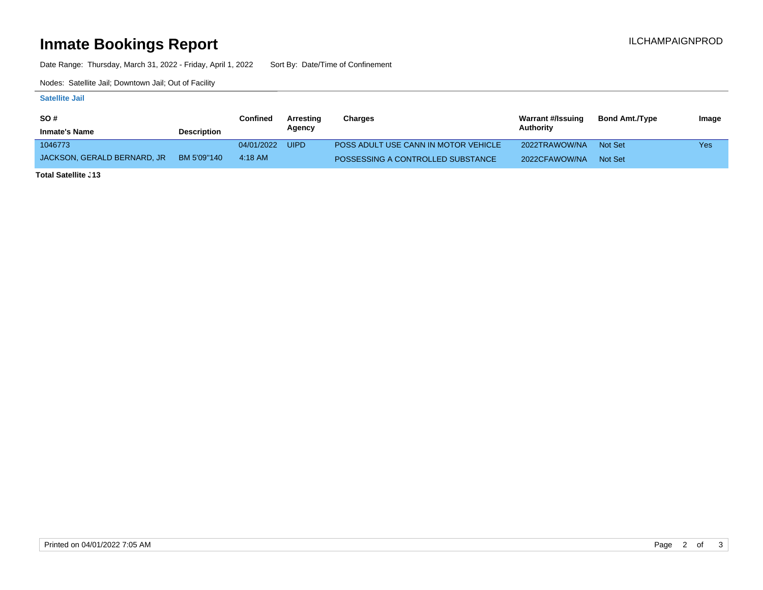# Inmate Bookings Report

ILCHAMPAIGNPROD

Date Range: Thursday, March 31, 2022 - Friday, April 1, 2022    Sort By: Date/Time of Confinement

Nodes: Satellite Jail; Downtown Jail; Out of Facility

### Satellite Jail

| SO # / Inmate's Name | Description | Confined | Arresting Agency | Charges | Warrant #/Issuing Authority | Bond Amt./Type | Image |
|---|---|---|---|---|---|---|---|
| 1046773 | | 04/01/2022 | UIPD | POSS ADULT USE CANN IN MOTOR VEHICLE | 2022TRAWOW/NA | Not Set | Yes |
| JACKSON, GERALD BERNARD, JR | BM 5'09"140 | 4:18 AM | | POSSESSING A CONTROLLED SUBSTANCE | 2022CFAWOW/NA | Not Set | |

**Total Satellite J13**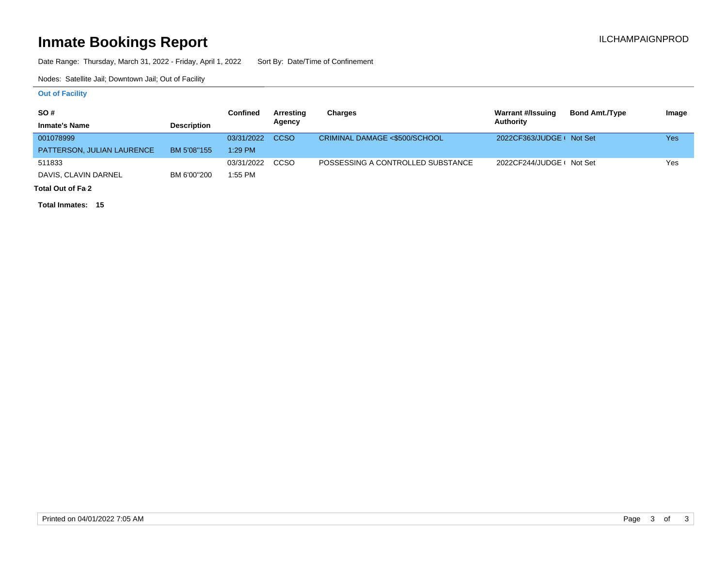# Inmate Bookings Report

ILCHAMPAIGNPROD

Date Range: Thursday, March 31, 2022 - Friday, April 1, 2022 Sort By: Date/Time of Confinement

Nodes: Satellite Jail; Downtown Jail; Out of Facility

### Out of Facility

| SO # / Inmate's Name | Description | Confined | Arresting Agency | Charges | Warrant #/Issuing Authority | Bond Amt./Type | Image |
|---|---|---|---|---|---|---|---|
| 001078999 PATTERSON, JULIAN LAURENCE | BM 5'08"155 | 03/31/2022 1:29 PM | CCSO | CRIMINAL DAMAGE <$500/SCHOOL | 2022CF363/JUDGE ( | Not Set | Yes |
| 511833 DAVIS, CLAVIN DARNEL | BM 6'00"200 | 03/31/2022 1:55 PM | CCSO | POSSESSING A CONTROLLED SUBSTANCE | 2022CF244/JUDGE ( | Not Set | Yes |

**Total Out of Fa 2**

**Total Inmates: 15**

Printed on 04/01/2022 7:05 AM